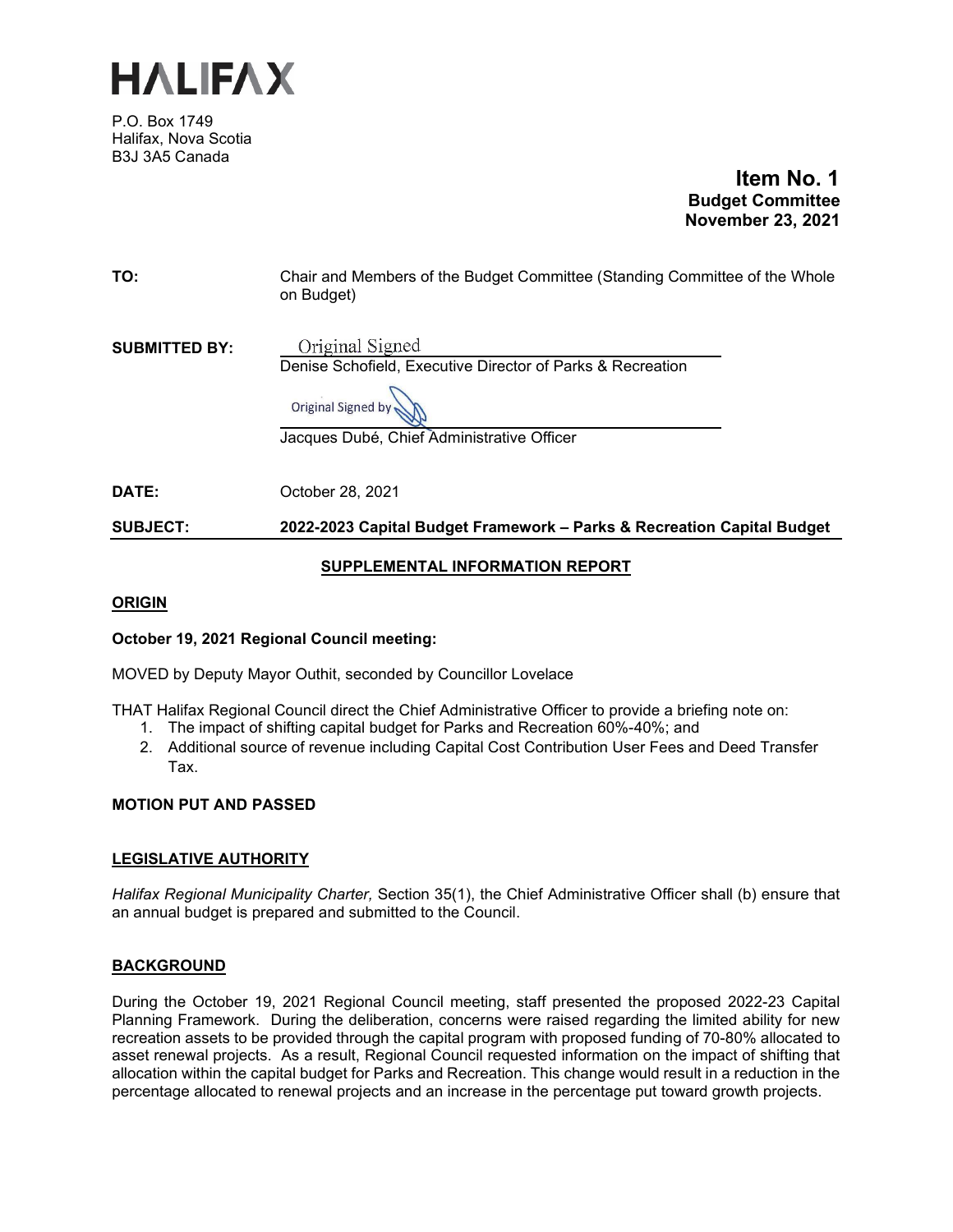# HALIFAX

P.O. Box 1749
Halifax, Nova Scotia
B3J 3A5 Canada

**Item No. 1**
**Budget Committee**
**November 23, 2021**

**TO:** Chair and Members of the Budget Committee (Standing Committee of the Whole on Budget)

**SUBMITTED BY:** Original Signed
Denise Schofield, Executive Director of Parks & Recreation

Original Signed by
Jacques Dubé, Chief Administrative Officer

**DATE:** October 28, 2021

**SUBJECT:** **2022-2023 Capital Budget Framework – Parks & Recreation Capital Budget**

## SUPPLEMENTAL INFORMATION REPORT

### ORIGIN

**October 19, 2021 Regional Council meeting:**

MOVED by Deputy Mayor Outhit, seconded by Councillor Lovelace

THAT Halifax Regional Council direct the Chief Administrative Officer to provide a briefing note on:

1. The impact of shifting capital budget for Parks and Recreation 60%-40%; and
2. Additional source of revenue including Capital Cost Contribution User Fees and Deed Transfer Tax.

**MOTION PUT AND PASSED**

### LEGISLATIVE AUTHORITY

*Halifax Regional Municipality Charter,* Section 35(1), the Chief Administrative Officer shall (b) ensure that an annual budget is prepared and submitted to the Council.

### BACKGROUND

During the October 19, 2021 Regional Council meeting, staff presented the proposed 2022-23 Capital Planning Framework. During the deliberation, concerns were raised regarding the limited ability for new recreation assets to be provided through the capital program with proposed funding of 70-80% allocated to asset renewal projects. As a result, Regional Council requested information on the impact of shifting that allocation within the capital budget for Parks and Recreation. This change would result in a reduction in the percentage allocated to renewal projects and an increase in the percentage put toward growth projects.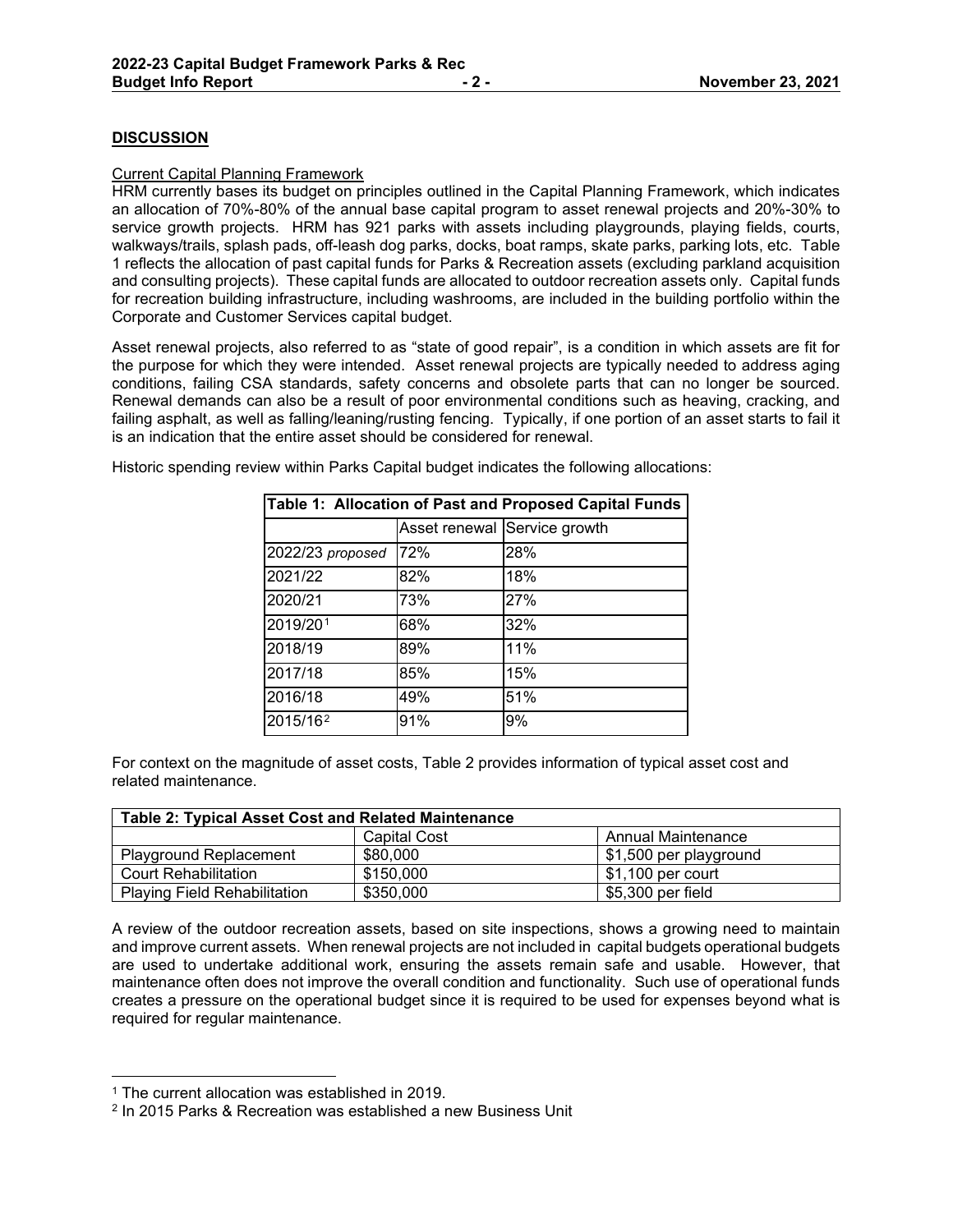## DISCUSSION

### Current Capital Planning Framework

HRM currently bases its budget on principles outlined in the Capital Planning Framework, which indicates an allocation of 70%-80% of the annual base capital program to asset renewal projects and 20%-30% to service growth projects. HRM has 921 parks with assets including playgrounds, playing fields, courts, walkways/trails, splash pads, off-leash dog parks, docks, boat ramps, skate parks, parking lots, etc. Table 1 reflects the allocation of past capital funds for Parks & Recreation assets (excluding parkland acquisition and consulting projects). These capital funds are allocated to outdoor recreation assets only. Capital funds for recreation building infrastructure, including washrooms, are included in the building portfolio within the Corporate and Customer Services capital budget.

Asset renewal projects, also referred to as "state of good repair", is a condition in which assets are fit for the purpose for which they were intended. Asset renewal projects are typically needed to address aging conditions, failing CSA standards, safety concerns and obsolete parts that can no longer be sourced. Renewal demands can also be a result of poor environmental conditions such as heaving, cracking, and failing asphalt, as well as falling/leaning/rusting fencing. Typically, if one portion of an asset starts to fail it is an indication that the entire asset should be considered for renewal.

Historic spending review within Parks Capital budget indicates the following allocations:

| Table 1: Allocation of Past and Proposed Capital Funds | | |
|---|---|---|
| | Asset renewal | Service growth |
| 2022/23 *proposed* | 72% | 28% |
| 2021/22 | 82% | 18% |
| 2020/21 | 73% | 27% |
| 2019/20[1] | 68% | 32% |
| 2018/19 | 89% | 11% |
| 2017/18 | 85% | 15% |
| 2016/18 | 49% | 51% |
| 2015/16[2] | 91% | 9% |

For context on the magnitude of asset costs, Table 2 provides information of typical asset cost and related maintenance.

| Table 2: Typical Asset Cost and Related Maintenance | | |
|---|---|---|
| | Capital Cost | Annual Maintenance |
| Playground Replacement | $80,000 | $1,500 per playground |
| Court Rehabilitation | $150,000 | $1,100 per court |
| Playing Field Rehabilitation | $350,000 | $5,300 per field |

A review of the outdoor recreation assets, based on site inspections, shows a growing need to maintain and improve current assets. When renewal projects are not included in capital budgets operational budgets are used to undertake additional work, ensuring the assets remain safe and usable. However, that maintenance often does not improve the overall condition and functionality. Such use of operational funds creates a pressure on the operational budget since it is required to be used for expenses beyond what is required for regular maintenance.

---

[1] The current allocation was established in 2019.

[2] In 2015 Parks & Recreation was established a new Business Unit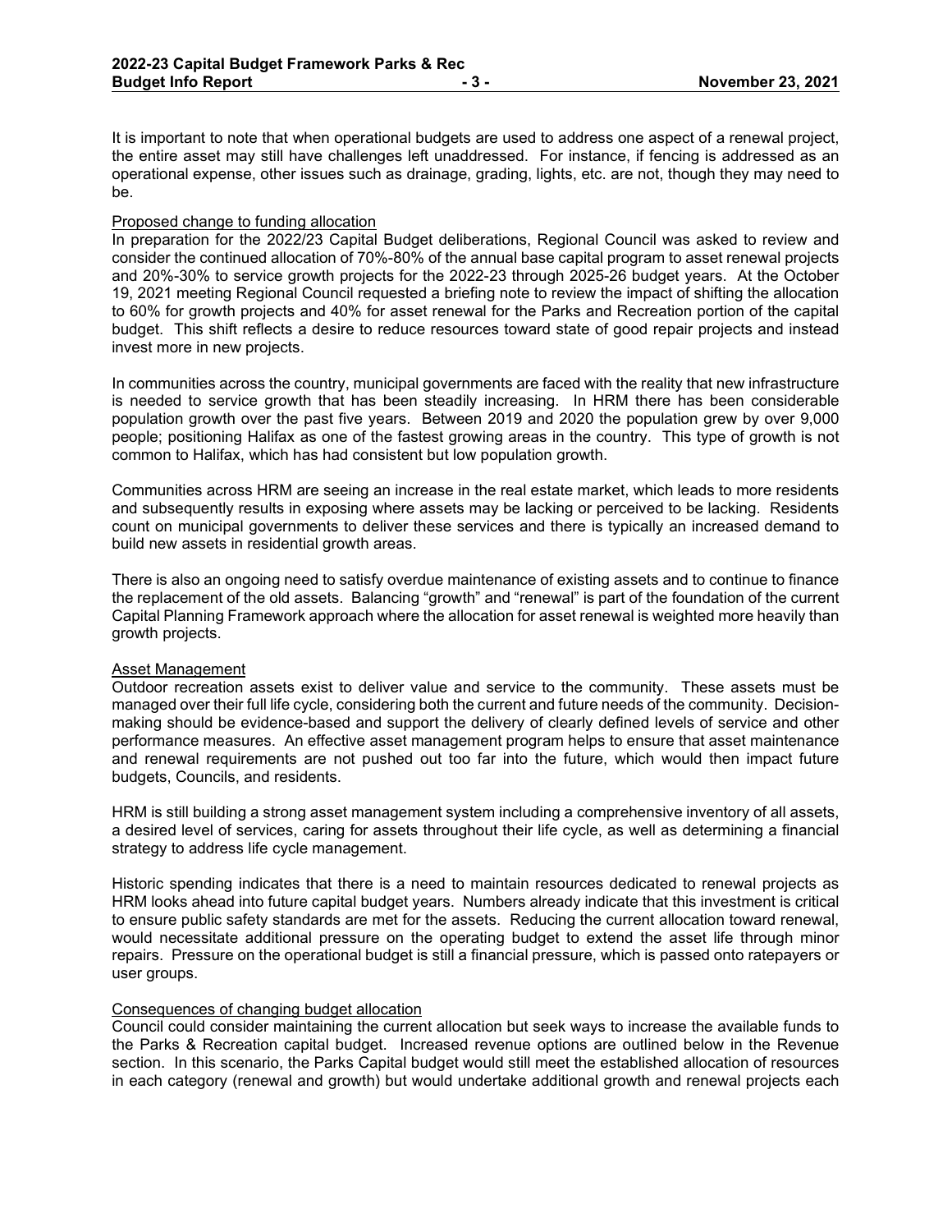It is important to note that when operational budgets are used to address one aspect of a renewal project, the entire asset may still have challenges left unaddressed. For instance, if fencing is addressed as an operational expense, other issues such as drainage, grading, lights, etc. are not, though they may need to be.

<u>Proposed change to funding allocation</u>

In preparation for the 2022/23 Capital Budget deliberations, Regional Council was asked to review and consider the continued allocation of 70%-80% of the annual base capital program to asset renewal projects and 20%-30% to service growth projects for the 2022-23 through 2025-26 budget years. At the October 19, 2021 meeting Regional Council requested a briefing note to review the impact of shifting the allocation to 60% for growth projects and 40% for asset renewal for the Parks and Recreation portion of the capital budget. This shift reflects a desire to reduce resources toward state of good repair projects and instead invest more in new projects.

In communities across the country, municipal governments are faced with the reality that new infrastructure is needed to service growth that has been steadily increasing. In HRM there has been considerable population growth over the past five years. Between 2019 and 2020 the population grew by over 9,000 people; positioning Halifax as one of the fastest growing areas in the country. This type of growth is not common to Halifax, which has had consistent but low population growth.

Communities across HRM are seeing an increase in the real estate market, which leads to more residents and subsequently results in exposing where assets may be lacking or perceived to be lacking. Residents count on municipal governments to deliver these services and there is typically an increased demand to build new assets in residential growth areas.

There is also an ongoing need to satisfy overdue maintenance of existing assets and to continue to finance the replacement of the old assets. Balancing "growth" and "renewal" is part of the foundation of the current Capital Planning Framework approach where the allocation for asset renewal is weighted more heavily than growth projects.

<u>Asset Management</u>

Outdoor recreation assets exist to deliver value and service to the community. These assets must be managed over their full life cycle, considering both the current and future needs of the community. Decision-making should be evidence-based and support the delivery of clearly defined levels of service and other performance measures. An effective asset management program helps to ensure that asset maintenance and renewal requirements are not pushed out too far into the future, which would then impact future budgets, Councils, and residents.

HRM is still building a strong asset management system including a comprehensive inventory of all assets, a desired level of services, caring for assets throughout their life cycle, as well as determining a financial strategy to address life cycle management.

Historic spending indicates that there is a need to maintain resources dedicated to renewal projects as HRM looks ahead into future capital budget years. Numbers already indicate that this investment is critical to ensure public safety standards are met for the assets. Reducing the current allocation toward renewal, would necessitate additional pressure on the operating budget to extend the asset life through minor repairs. Pressure on the operational budget is still a financial pressure, which is passed onto ratepayers or user groups.

<u>Consequences of changing budget allocation</u>

Council could consider maintaining the current allocation but seek ways to increase the available funds to the Parks & Recreation capital budget. Increased revenue options are outlined below in the Revenue section. In this scenario, the Parks Capital budget would still meet the established allocation of resources in each category (renewal and growth) but would undertake additional growth and renewal projects each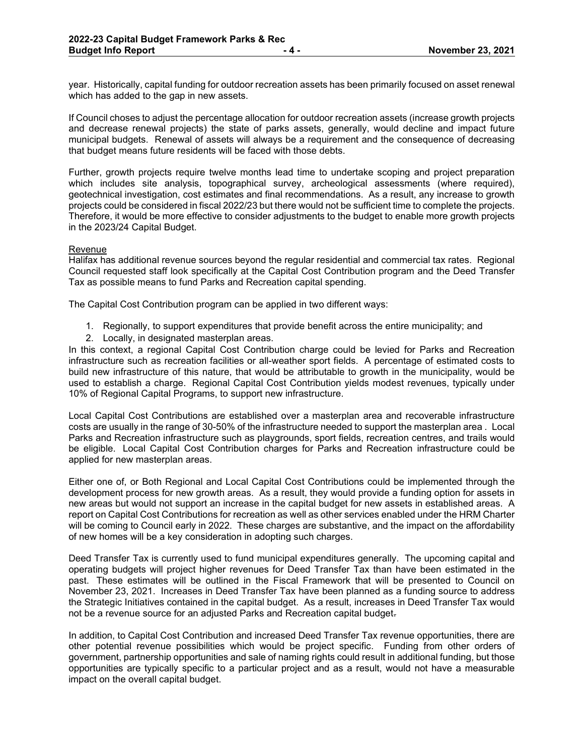year. Historically, capital funding for outdoor recreation assets has been primarily focused on asset renewal which has added to the gap in new assets.

If Council choses to adjust the percentage allocation for outdoor recreation assets (increase growth projects and decrease renewal projects) the state of parks assets, generally, would decline and impact future municipal budgets. Renewal of assets will always be a requirement and the consequence of decreasing that budget means future residents will be faced with those debts.

Further, growth projects require twelve months lead time to undertake scoping and project preparation which includes site analysis, topographical survey, archeological assessments (where required), geotechnical investigation, cost estimates and final recommendations. As a result, any increase to growth projects could be considered in fiscal 2022/23 but there would not be sufficient time to complete the projects. Therefore, it would be more effective to consider adjustments to the budget to enable more growth projects in the 2023/24 Capital Budget.

Revenue

Halifax has additional revenue sources beyond the regular residential and commercial tax rates. Regional Council requested staff look specifically at the Capital Cost Contribution program and the Deed Transfer Tax as possible means to fund Parks and Recreation capital spending.

The Capital Cost Contribution program can be applied in two different ways:

1. Regionally, to support expenditures that provide benefit across the entire municipality; and
2. Locally, in designated masterplan areas.

In this context, a regional Capital Cost Contribution charge could be levied for Parks and Recreation infrastructure such as recreation facilities or all-weather sport fields. A percentage of estimated costs to build new infrastructure of this nature, that would be attributable to growth in the municipality, would be used to establish a charge. Regional Capital Cost Contribution yields modest revenues, typically under 10% of Regional Capital Programs, to support new infrastructure.

Local Capital Cost Contributions are established over a masterplan area and recoverable infrastructure costs are usually in the range of 30-50% of the infrastructure needed to support the masterplan area . Local Parks and Recreation infrastructure such as playgrounds, sport fields, recreation centres, and trails would be eligible. Local Capital Cost Contribution charges for Parks and Recreation infrastructure could be applied for new masterplan areas.

Either one of, or Both Regional and Local Capital Cost Contributions could be implemented through the development process for new growth areas. As a result, they would provide a funding option for assets in new areas but would not support an increase in the capital budget for new assets in established areas. A report on Capital Cost Contributions for recreation as well as other services enabled under the HRM Charter will be coming to Council early in 2022. These charges are substantive, and the impact on the affordability of new homes will be a key consideration in adopting such charges.

Deed Transfer Tax is currently used to fund municipal expenditures generally. The upcoming capital and operating budgets will project higher revenues for Deed Transfer Tax than have been estimated in the past. These estimates will be outlined in the Fiscal Framework that will be presented to Council on November 23, 2021. Increases in Deed Transfer Tax have been planned as a funding source to address the Strategic Initiatives contained in the capital budget. As a result, increases in Deed Transfer Tax would not be a revenue source for an adjusted Parks and Recreation capital budget.

In addition, to Capital Cost Contribution and increased Deed Transfer Tax revenue opportunities, there are other potential revenue possibilities which would be project specific. Funding from other orders of government, partnership opportunities and sale of naming rights could result in additional funding, but those opportunities are typically specific to a particular project and as a result, would not have a measurable impact on the overall capital budget.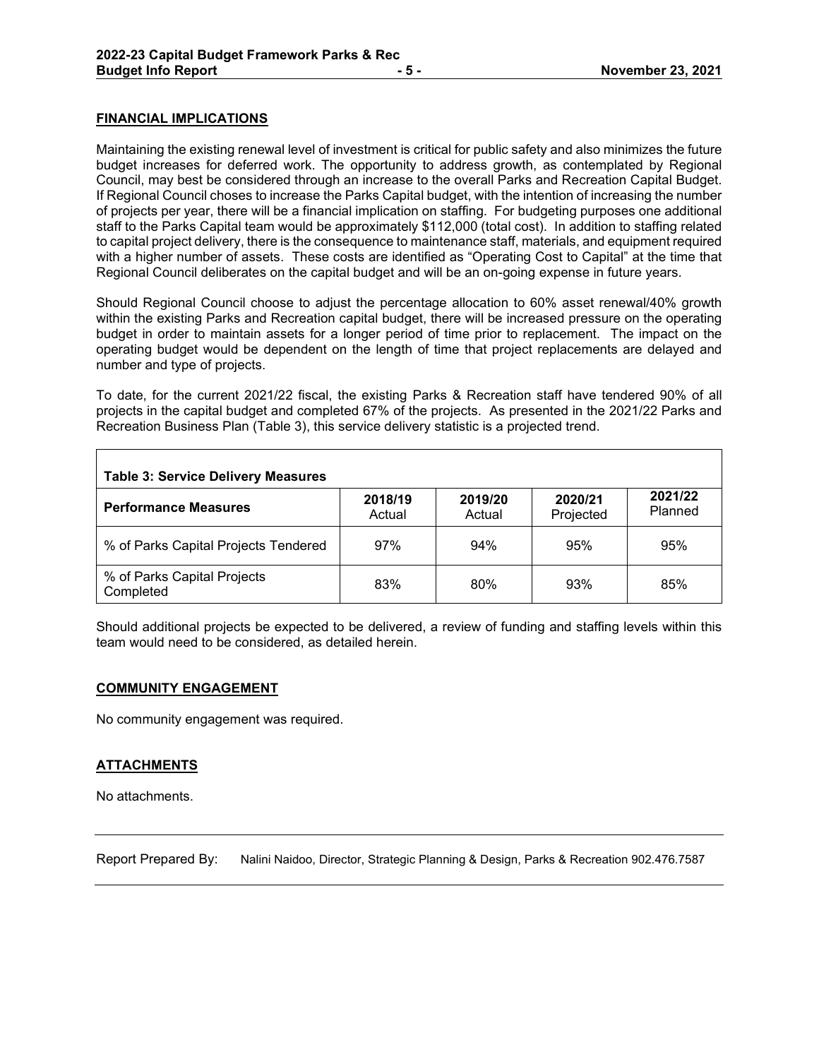## FINANCIAL IMPLICATIONS

Maintaining the existing renewal level of investment is critical for public safety and also minimizes the future budget increases for deferred work. The opportunity to address growth, as contemplated by Regional Council, may best be considered through an increase to the overall Parks and Recreation Capital Budget. If Regional Council choses to increase the Parks Capital budget, with the intention of increasing the number of projects per year, there will be a financial implication on staffing. For budgeting purposes one additional staff to the Parks Capital team would be approximately $112,000 (total cost). In addition to staffing related to capital project delivery, there is the consequence to maintenance staff, materials, and equipment required with a higher number of assets. These costs are identified as "Operating Cost to Capital" at the time that Regional Council deliberates on the capital budget and will be an on-going expense in future years.

Should Regional Council choose to adjust the percentage allocation to 60% asset renewal/40% growth within the existing Parks and Recreation capital budget, there will be increased pressure on the operating budget in order to maintain assets for a longer period of time prior to replacement. The impact on the operating budget would be dependent on the length of time that project replacements are delayed and number and type of projects.

To date, for the current 2021/22 fiscal, the existing Parks & Recreation staff have tendered 90% of all projects in the capital budget and completed 67% of the projects. As presented in the 2021/22 Parks and Recreation Business Plan (Table 3), this service delivery statistic is a projected trend.

**Table 3: Service Delivery Measures**

| Performance Measures | 2018/19 Actual | 2019/20 Actual | 2020/21 Projected | 2021/22 Planned |
|---|---|---|---|---|
| % of Parks Capital Projects Tendered | 97% | 94% | 95% | 95% |
| % of Parks Capital Projects Completed | 83% | 80% | 93% | 85% |

Should additional projects be expected to be delivered, a review of funding and staffing levels within this team would need to be considered, as detailed herein.

## COMMUNITY ENGAGEMENT

No community engagement was required.

## ATTACHMENTS

No attachments.

---

Report Prepared By: Nalini Naidoo, Director, Strategic Planning & Design, Parks & Recreation 902.476.7587

---